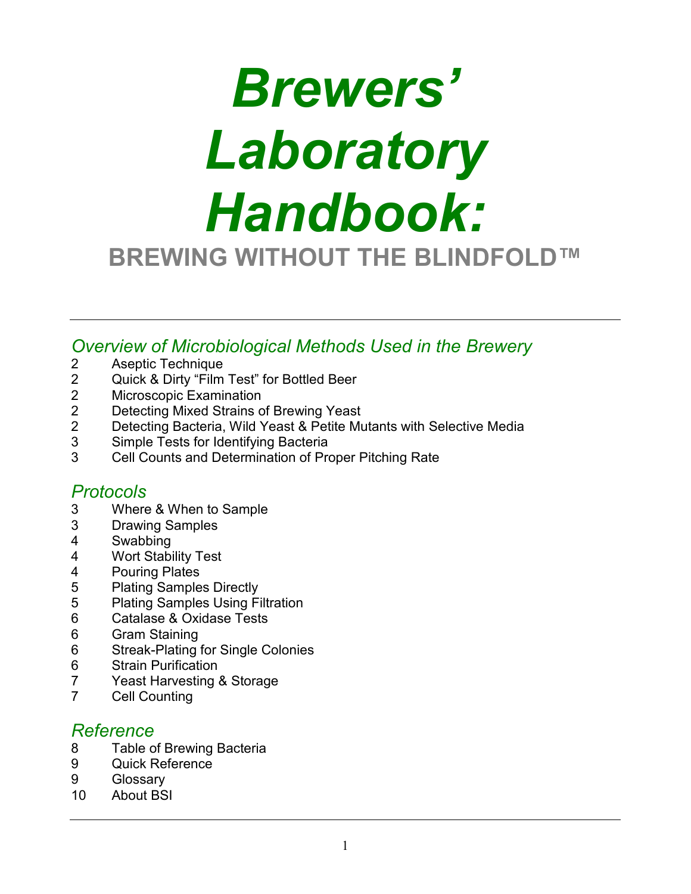# *Brewers' Laboratory Handbook:*

## BREWING WITHOUT THE BLINDFOLD™

---

### *Overview of Microbiological Methods Used in the Brewery*

2 Aseptic Technique
2 Quick & Dirty "Film Test" for Bottled Beer
2 Microscopic Examination
2 Detecting Mixed Strains of Brewing Yeast
2 Detecting Bacteria, Wild Yeast & Petite Mutants with Selective Media
3 Simple Tests for Identifying Bacteria
3 Cell Counts and Determination of Proper Pitching Rate

### *Protocols*

3 Where & When to Sample
3 Drawing Samples
4 Swabbing
4 Wort Stability Test
4 Pouring Plates
5 Plating Samples Directly
5 Plating Samples Using Filtration
6 Catalase & Oxidase Tests
6 Gram Staining
6 Streak-Plating for Single Colonies
6 Strain Purification
7 Yeast Harvesting & Storage
7 Cell Counting

### *Reference*

8 Table of Brewing Bacteria
9 Quick Reference
9 Glossary
10 About BSI

---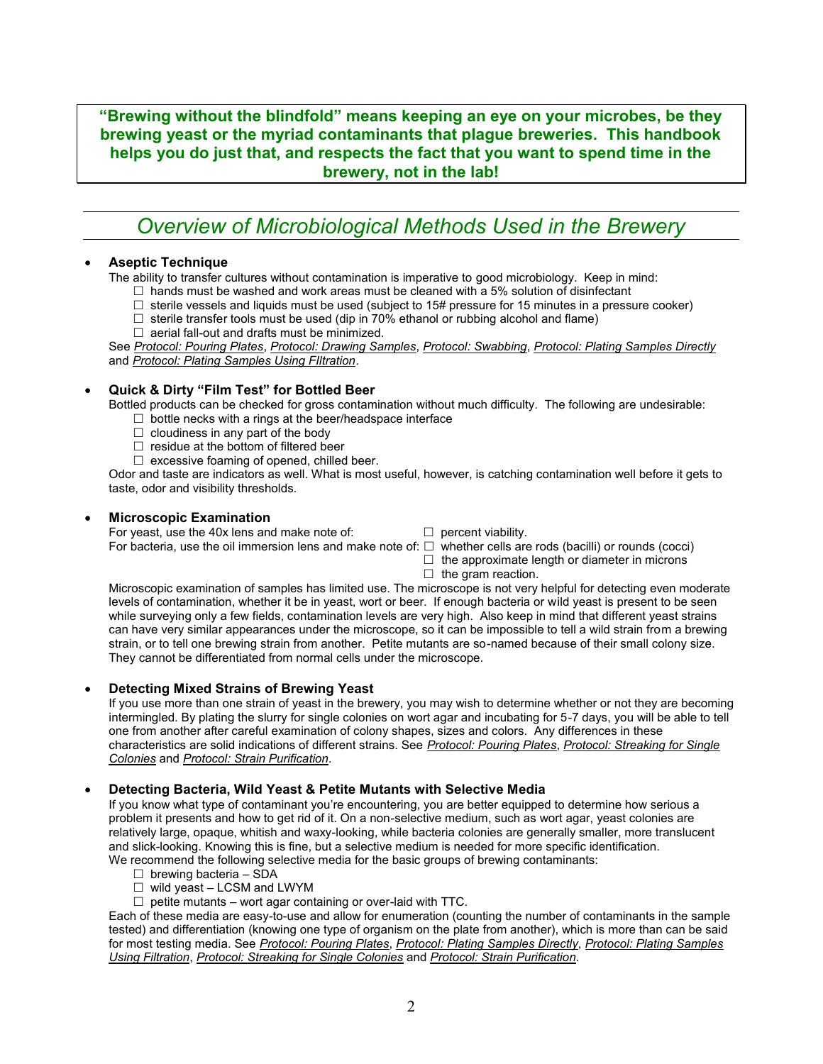**"Brewing without the blindfold" means keeping an eye on your microbes, be they brewing yeast or the myriad contaminants that plague breweries. This handbook helps you do just that, and respects the fact that you want to spend time in the brewery, not in the lab!**

## *Overview of Microbiological Methods Used in the Brewery*

- **Aseptic Technique**

  The ability to transfer cultures without contamination is imperative to good microbiology. Keep in mind:
  - ☐ hands must be washed and work areas must be cleaned with a 5% solution of disinfectant
  - ☐ sterile vessels and liquids must be used (subject to 15# pressure for 15 minutes in a pressure cooker)
  - ☐ sterile transfer tools must be used (dip in 70% ethanol or rubbing alcohol and flame)
  - ☐ aerial fall-out and drafts must be minimized.

  See *Protocol: Pouring Plates*, *Protocol: Drawing Samples*, *Protocol: Swabbing*, *Protocol: Plating Samples Directly* and *Protocol: Plating Samples Using FIltration*.

- **Quick & Dirty "Film Test" for Bottled Beer**

  Bottled products can be checked for gross contamination without much difficulty. The following are undesirable:
  - ☐ bottle necks with a rings at the beer/headspace interface
  - ☐ cloudiness in any part of the body
  - ☐ residue at the bottom of filtered beer
  - ☐ excessive foaming of opened, chilled beer.

  Odor and taste are indicators as well. What is most useful, however, is catching contamination well before it gets to taste, odor and visibility thresholds.

- **Microscopic Examination**

  For yeast, use the 40x lens and make note of:
  - ☐ percent viability.

  For bacteria, use the oil immersion lens and make note of:
  - ☐ whether cells are rods (bacilli) or rounds (cocci)
  - ☐ the approximate length or diameter in microns
  - ☐ the gram reaction.

  Microscopic examination of samples has limited use. The microscope is not very helpful for detecting even moderate levels of contamination, whether it be in yeast, wort or beer. If enough bacteria or wild yeast is present to be seen while surveying only a few fields, contamination levels are very high. Also keep in mind that different yeast strains can have very similar appearances under the microscope, so it can be impossible to tell a wild strain from a brewing strain, or to tell one brewing strain from another. Petite mutants are so-named because of their small colony size. They cannot be differentiated from normal cells under the microscope.

- **Detecting Mixed Strains of Brewing Yeast**

  If you use more than one strain of yeast in the brewery, you may wish to determine whether or not they are becoming intermingled. By plating the slurry for single colonies on wort agar and incubating for 5-7 days, you will be able to tell one from another after careful examination of colony shapes, sizes and colors. Any differences in these characteristics are solid indications of different strains. See *Protocol: Pouring Plates*, *Protocol: Streaking for Single Colonies* and *Protocol: Strain Purification*.

- **Detecting Bacteria, Wild Yeast & Petite Mutants with Selective Media**

  If you know what type of contaminant you're encountering, you are better equipped to determine how serious a problem it presents and how to get rid of it. On a non-selective medium, such as wort agar, yeast colonies are relatively large, opaque, whitish and waxy-looking, while bacteria colonies are generally smaller, more translucent and slick-looking. Knowing this is fine, but a selective medium is needed for more specific identification.
  We recommend the following selective media for the basic groups of brewing contaminants:
  - ☐ brewing bacteria – SDA
  - ☐ wild yeast – LCSM and LWYM
  - ☐ petite mutants – wort agar containing or over-laid with TTC.

  Each of these media are easy-to-use and allow for enumeration (counting the number of contaminants in the sample tested) and differentiation (knowing one type of organism on the plate from another), which is more than can be said for most testing media. See *Protocol: Pouring Plates*, *Protocol: Plating Samples Directly*, *Protocol: Plating Samples Using Filtration*, *Protocol: Streaking for Single Colonies* and *Protocol: Strain Purification*.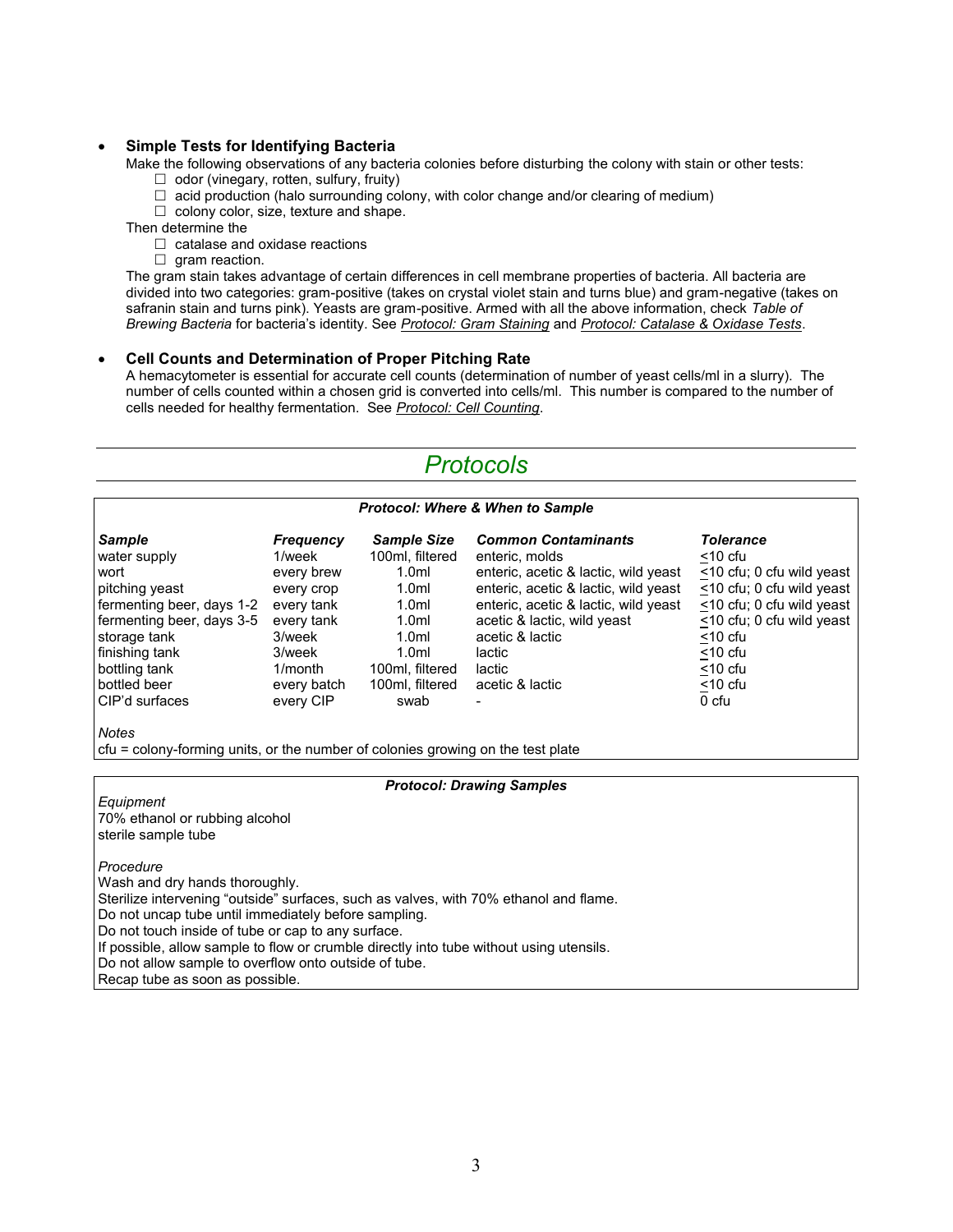- **Simple Tests for Identifying Bacteria**

  Make the following observations of any bacteria colonies before disturbing the colony with stain or other tests:
  - ☐ odor (vinegary, rotten, sulfury, fruity)
  - ☐ acid production (halo surrounding colony, with color change and/or clearing of medium)
  - ☐ colony color, size, texture and shape.

  Then determine the
  - ☐ catalase and oxidase reactions
  - ☐ gram reaction.

  The gram stain takes advantage of certain differences in cell membrane properties of bacteria. All bacteria are divided into two categories: gram-positive (takes on crystal violet stain and turns blue) and gram-negative (takes on safranin stain and turns pink). Yeasts are gram-positive. Armed with all the above information, check *Table of Brewing Bacteria* for bacteria's identity. See *Protocol: Gram Staining* and *Protocol: Catalase & Oxidase Tests*.

- **Cell Counts and Determination of Proper Pitching Rate**

  A hemacytometer is essential for accurate cell counts (determination of number of yeast cells/ml in a slurry). The number of cells counted within a chosen grid is converted into cells/ml. This number is compared to the number of cells needed for healthy fermentation. See *Protocol: Cell Counting*.

# *Protocols*

### *Protocol: Where & When to Sample*

| *Sample* | *Frequency* | *Sample Size* | *Common Contaminants* | *Tolerance* |
|---|---|---|---|---|
| water supply | 1/week | 100ml, filtered | enteric, molds | ≤10 cfu |
| wort | every brew | 1.0ml | enteric, acetic & lactic, wild yeast | ≤10 cfu; 0 cfu wild yeast |
| pitching yeast | every crop | 1.0ml | enteric, acetic & lactic, wild yeast | ≤10 cfu; 0 cfu wild yeast |
| fermenting beer, days 1-2 | every tank | 1.0ml | enteric, acetic & lactic, wild yeast | ≤10 cfu; 0 cfu wild yeast |
| fermenting beer, days 3-5 | every tank | 1.0ml | acetic & lactic, wild yeast | ≤10 cfu; 0 cfu wild yeast |
| storage tank | 3/week | 1.0ml | acetic & lactic | ≤10 cfu |
| finishing tank | 3/week | 1.0ml | lactic | ≤10 cfu |
| bottling tank | 1/month | 100ml, filtered | lactic | ≤10 cfu |
| bottled beer | every batch | 100ml, filtered | acetic & lactic | ≤10 cfu |
| CIP'd surfaces | every CIP | swab | - | 0 cfu |

*Notes*

cfu = colony-forming units, or the number of colonies growing on the test plate

### *Protocol: Drawing Samples*

*Equipment*

70% ethanol or rubbing alcohol
sterile sample tube

*Procedure*

Wash and dry hands thoroughly.
Sterilize intervening "outside" surfaces, such as valves, with 70% ethanol and flame.
Do not uncap tube until immediately before sampling.
Do not touch inside of tube or cap to any surface.
If possible, allow sample to flow or crumble directly into tube without using utensils.
Do not allow sample to overflow onto outside of tube.
Recap tube as soon as possible.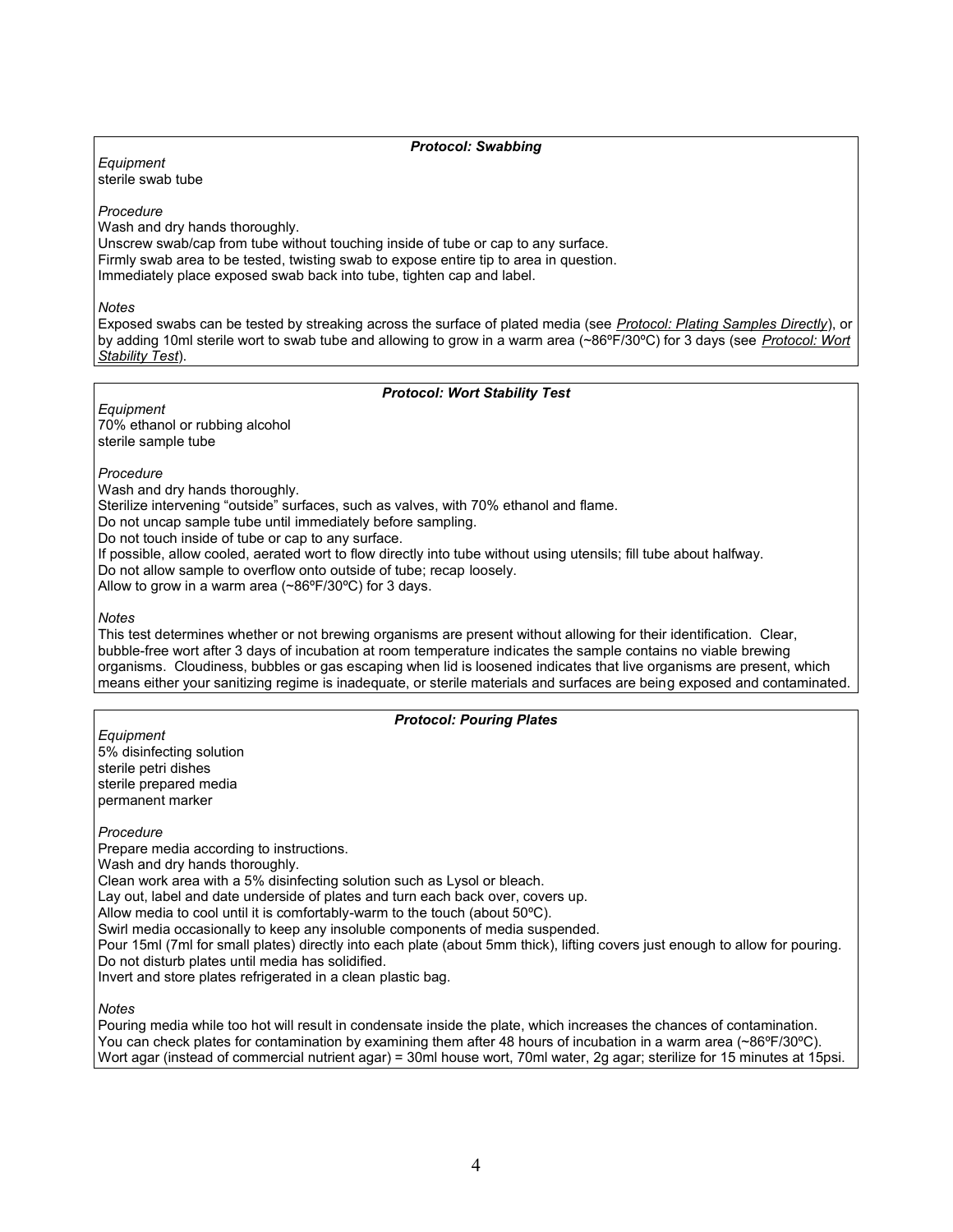### *Protocol: Swabbing*

*Equipment*
sterile swab tube

*Procedure*
Wash and dry hands thoroughly.
Unscrew swab/cap from tube without touching inside of tube or cap to any surface.
Firmly swab area to be tested, twisting swab to expose entire tip to area in question.
Immediately place exposed swab back into tube, tighten cap and label.

*Notes*
Exposed swabs can be tested by streaking across the surface of plated media (see ***Protocol: Plating Samples Directly***), or by adding 10ml sterile wort to swab tube and allowing to grow in a warm area (~86ºF/30ºC) for 3 days (see ***Protocol: Wort Stability Test***).

### *Protocol: Wort Stability Test*

*Equipment*
70% ethanol or rubbing alcohol
sterile sample tube

*Procedure*
Wash and dry hands thoroughly.
Sterilize intervening "outside" surfaces, such as valves, with 70% ethanol and flame.
Do not uncap sample tube until immediately before sampling.
Do not touch inside of tube or cap to any surface.
If possible, allow cooled, aerated wort to flow directly into tube without using utensils; fill tube about halfway.
Do not allow sample to overflow onto outside of tube; recap loosely.
Allow to grow in a warm area (~86ºF/30ºC) for 3 days.

*Notes*
This test determines whether or not brewing organisms are present without allowing for their identification. Clear, bubble-free wort after 3 days of incubation at room temperature indicates the sample contains no viable brewing organisms. Cloudiness, bubbles or gas escaping when lid is loosened indicates that live organisms are present, which means either your sanitizing regime is inadequate, or sterile materials and surfaces are being exposed and contaminated.

### *Protocol: Pouring Plates*

*Equipment*
5% disinfecting solution
sterile petri dishes
sterile prepared media
permanent marker

*Procedure*
Prepare media according to instructions.
Wash and dry hands thoroughly.
Clean work area with a 5% disinfecting solution such as Lysol or bleach.
Lay out, label and date underside of plates and turn each back over, covers up.
Allow media to cool until it is comfortably-warm to the touch (about 50ºC).
Swirl media occasionally to keep any insoluble components of media suspended.
Pour 15ml (7ml for small plates) directly into each plate (about 5mm thick), lifting covers just enough to allow for pouring.
Do not disturb plates until media has solidified.
Invert and store plates refrigerated in a clean plastic bag.

*Notes*
Pouring media while too hot will result in condensate inside the plate, which increases the chances of contamination.
You can check plates for contamination by examining them after 48 hours of incubation in a warm area (~86ºF/30ºC).
Wort agar (instead of commercial nutrient agar) = 30ml house wort, 70ml water, 2g agar; sterilize for 15 minutes at 15psi.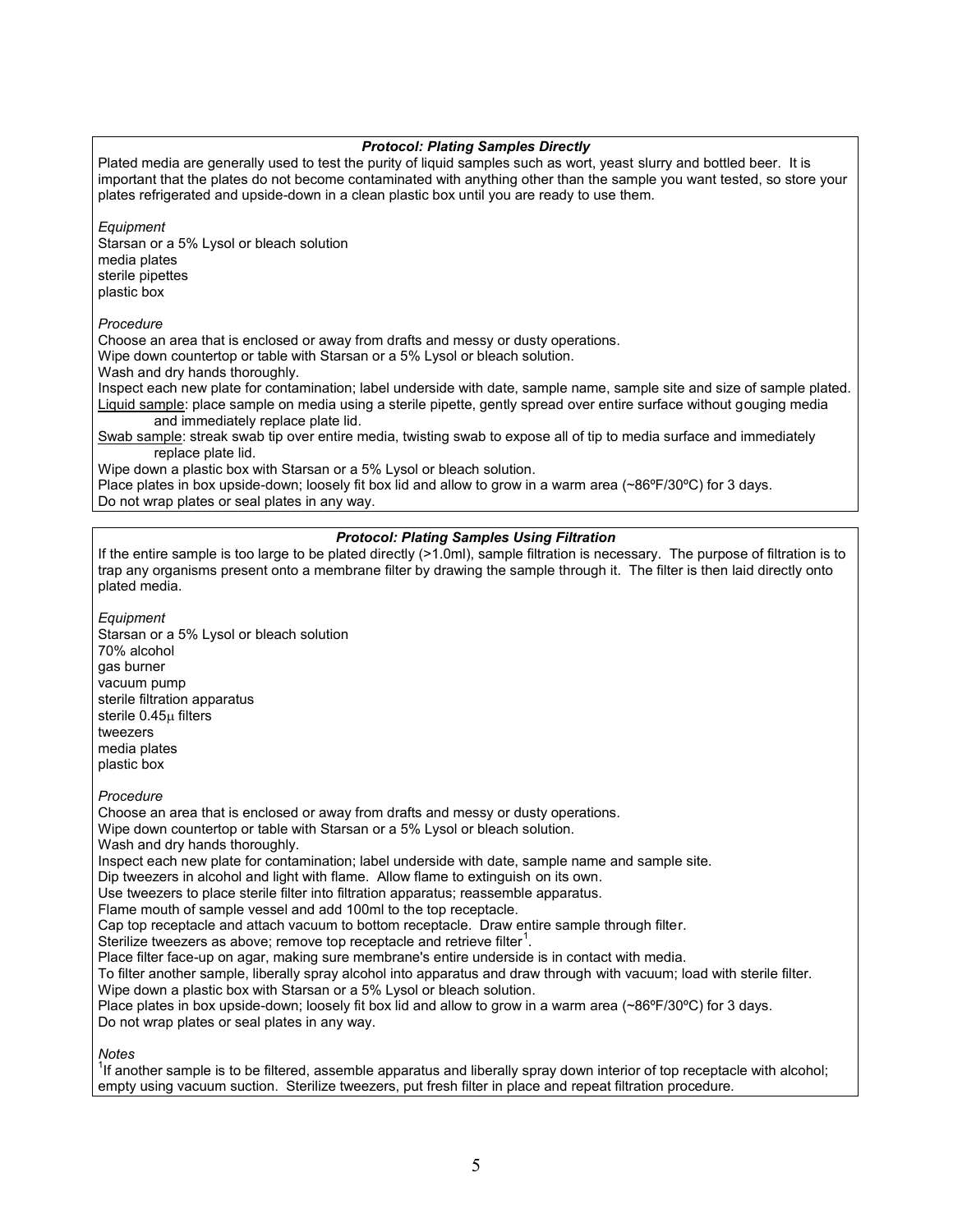### *Protocol: Plating Samples Directly*

Plated media are generally used to test the purity of liquid samples such as wort, yeast slurry and bottled beer. It is important that the plates do not become contaminated with anything other than the sample you want tested, so store your plates refrigerated and upside-down in a clean plastic box until you are ready to use them.

*Equipment*

Starsan or a 5% Lysol or bleach solution
media plates
sterile pipettes
plastic box

*Procedure*

Choose an area that is enclosed or away from drafts and messy or dusty operations.
Wipe down countertop or table with Starsan or a 5% Lysol or bleach solution.
Wash and dry hands thoroughly.
Inspect each new plate for contamination; label underside with date, sample name, sample site and size of sample plated.
Liquid sample: place sample on media using a sterile pipette, gently spread over entire surface without gouging media and immediately replace plate lid.
Swab sample: streak swab tip over entire media, twisting swab to expose all of tip to media surface and immediately replace plate lid.
Wipe down a plastic box with Starsan or a 5% Lysol or bleach solution.
Place plates in box upside-down; loosely fit box lid and allow to grow in a warm area (~86ºF/30ºC) for 3 days.
Do not wrap plates or seal plates in any way.

### *Protocol: Plating Samples Using Filtration*

If the entire sample is too large to be plated directly (>1.0ml), sample filtration is necessary. The purpose of filtration is to trap any organisms present onto a membrane filter by drawing the sample through it. The filter is then laid directly onto plated media.

*Equipment*

Starsan or a 5% Lysol or bleach solution
70% alcohol
gas burner
vacuum pump
sterile filtration apparatus
sterile 0.45μ filters
tweezers
media plates
plastic box

*Procedure*

Choose an area that is enclosed or away from drafts and messy or dusty operations.
Wipe down countertop or table with Starsan or a 5% Lysol or bleach solution.
Wash and dry hands thoroughly.
Inspect each new plate for contamination; label underside with date, sample name and sample site.
Dip tweezers in alcohol and light with flame. Allow flame to extinguish on its own.
Use tweezers to place sterile filter into filtration apparatus; reassemble apparatus.
Flame mouth of sample vessel and add 100ml to the top receptacle.
Cap top receptacle and attach vacuum to bottom receptacle. Draw entire sample through filter.
Sterilize tweezers as above; remove top receptacle and retrieve filter[1].
Place filter face-up on agar, making sure membrane's entire underside is in contact with media.
To filter another sample, liberally spray alcohol into apparatus and draw through with vacuum; load with sterile filter.
Wipe down a plastic box with Starsan or a 5% Lysol or bleach solution.
Place plates in box upside-down; loosely fit box lid and allow to grow in a warm area (~86ºF/30ºC) for 3 days.
Do not wrap plates or seal plates in any way.

*Notes*

[1]If another sample is to be filtered, assemble apparatus and liberally spray down interior of top receptacle with alcohol; empty using vacuum suction. Sterilize tweezers, put fresh filter in place and repeat filtration procedure.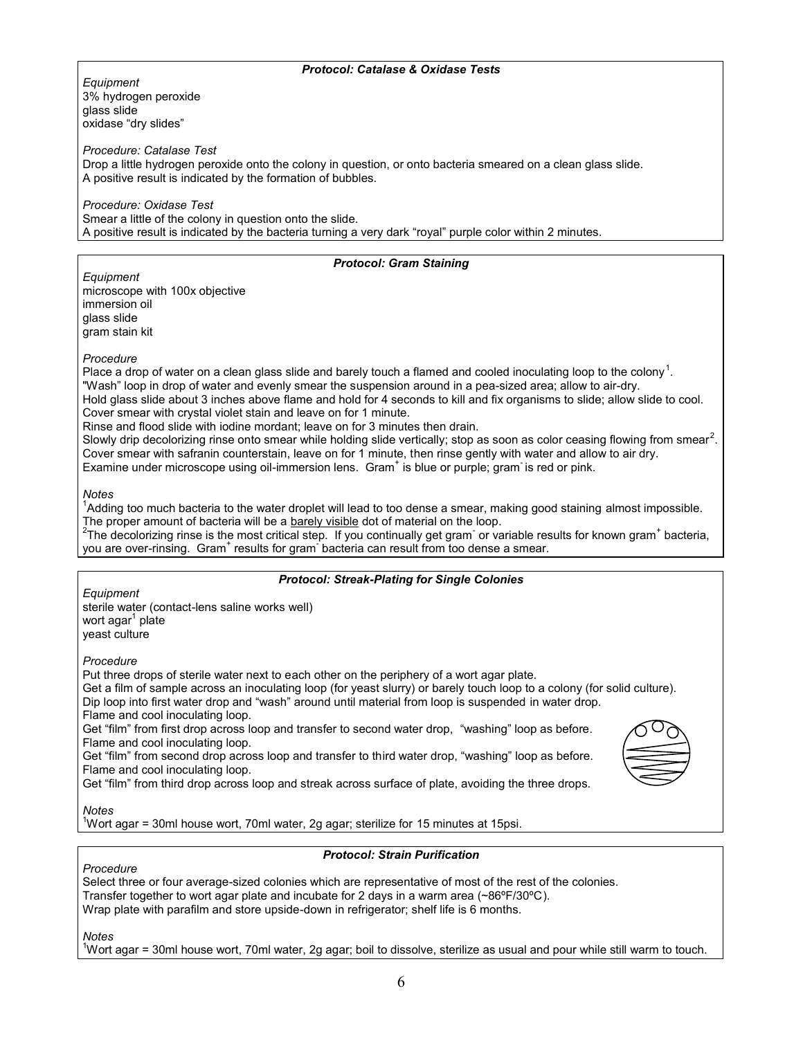### Protocol: Catalase & Oxidase Tests

*Equipment*

3% hydrogen peroxide
glass slide
oxidase "dry slides"

*Procedure: Catalase Test*

Drop a little hydrogen peroxide onto the colony in question, or onto bacteria smeared on a clean glass slide.
A positive result is indicated by the formation of bubbles.

*Procedure: Oxidase Test*

Smear a little of the colony in question onto the slide.
A positive result is indicated by the bacteria turning a very dark "royal" purple color within 2 minutes.

### Protocol: Gram Staining

*Equipment*

microscope with 100x objective
immersion oil
glass slide
gram stain kit

*Procedure*

Place a drop of water on a clean glass slide and barely touch a flamed and cooled inoculating loop to the colony[1].
"Wash" loop in drop of water and evenly smear the suspension around in a pea-sized area; allow to air-dry.
Hold glass slide about 3 inches above flame and hold for 4 seconds to kill and fix organisms to slide; allow slide to cool.
Cover smear with crystal violet stain and leave on for 1 minute.
Rinse and flood slide with iodine mordant; leave on for 3 minutes then drain.
Slowly drip decolorizing rinse onto smear while holding slide vertically; stop as soon as color ceasing flowing from smear[2].
Cover smear with safranin counterstain, leave on for 1 minute, then rinse gently with water and allow to air dry.
Examine under microscope using oil-immersion lens. Gram$^+$ is blue or purple; gram$^-$ is red or pink.

*Notes*

[1]Adding too much bacteria to the water droplet will lead to too dense a smear, making good staining almost impossible. The proper amount of bacteria will be a barely visible dot of material on the loop.
[2]The decolorizing rinse is the most critical step. If you continually get gram$^-$ or variable results for known gram$^+$ bacteria, you are over-rinsing. Gram$^+$ results for gram$^-$ bacteria can result from too dense a smear.

### Protocol: Streak-Plating for Single Colonies

*Equipment*

sterile water (contact-lens saline works well)
wort agar[1] plate
yeast culture

*Procedure*

Put three drops of sterile water next to each other on the periphery of a wort agar plate.
Get a film of sample across an inoculating loop (for yeast slurry) or barely touch loop to a colony (for solid culture).
Dip loop into first water drop and "wash" around until material from loop is suspended in water drop.
Flame and cool inoculating loop.
Get "film" from first drop across loop and transfer to second water drop, "washing" loop as before.
Flame and cool inoculating loop.
Get "film" from second drop across loop and transfer to third water drop, "washing" loop as before.
Flame and cool inoculating loop.
Get "film" from third drop across loop and streak across surface of plate, avoiding the three drops.

*Notes*

[1]Wort agar = 30ml house wort, 70ml water, 2g agar; sterilize for 15 minutes at 15psi.

### Protocol: Strain Purification

*Procedure*

Select three or four average-sized colonies which are representative of most of the rest of the colonies.
Transfer together to wort agar plate and incubate for 2 days in a warm area (~86ºF/30ºC).
Wrap plate with parafilm and store upside-down in refrigerator; shelf life is 6 months.

*Notes*

[1]Wort agar = 30ml house wort, 70ml water, 2g agar; boil to dissolve, sterilize as usual and pour while still warm to touch.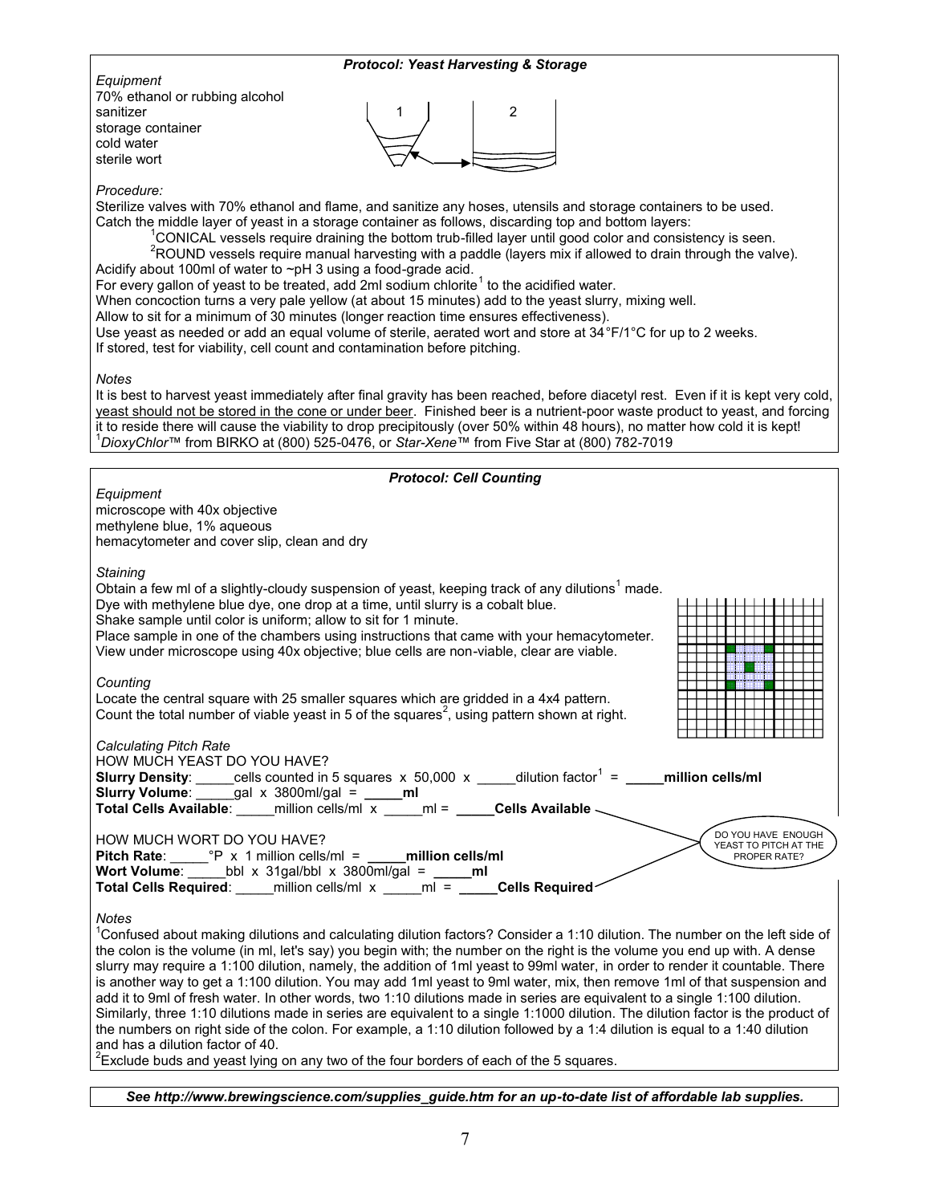### *Protocol: Yeast Harvesting & Storage*

*Equipment*

70% ethanol or rubbing alcohol
sanitizer
storage container
cold water
sterile wort

*Procedure:*

Sterilize valves with 70% ethanol and flame, and sanitize any hoses, utensils and storage containers to be used.
Catch the middle layer of yeast in a storage container as follows, discarding top and bottom layers:

[1]CONICAL vessels require draining the bottom trub-filled layer until good color and consistency is seen.
[2]ROUND vessels require manual harvesting with a paddle (layers mix if allowed to drain through the valve).

Acidify about 100ml of water to ~pH 3 using a food-grade acid.
For every gallon of yeast to be treated, add 2ml sodium chlorite[1] to the acidified water.
When concoction turns a very pale yellow (at about 15 minutes) add to the yeast slurry, mixing well.
Allow to sit for a minimum of 30 minutes (longer reaction time ensures effectiveness).
Use yeast as needed or add an equal volume of sterile, aerated wort and store at 34°F/1°C for up to 2 weeks.
If stored, test for viability, cell count and contamination before pitching.

*Notes*

It is best to harvest yeast immediately after final gravity has been reached, before diacetyl rest. Even if it is kept very cold, yeast should not be stored in the cone or under beer. Finished beer is a nutrient-poor waste product to yeast, and forcing it to reside there will cause the viability to drop precipitously (over 50% within 48 hours), no matter how cold it is kept!
[1]*DioxyChlor*™ from BIRKO at (800) 525-0476, or *Star-Xene*™ from Five Star at (800) 782-7019

### *Protocol: Cell Counting*

*Equipment*

microscope with 40x objective
methylene blue, 1% aqueous
hemacytometer and cover slip, clean and dry

*Staining*

Obtain a few ml of a slightly-cloudy suspension of yeast, keeping track of any dilutions[1] made.
Dye with methylene blue dye, one drop at a time, until slurry is a cobalt blue.
Shake sample until color is uniform; allow to sit for 1 minute.
Place sample in one of the chambers using instructions that came with your hemacytometer.
View under microscope using 40x objective; blue cells are non-viable, clear are viable.

*Counting*

Locate the central square with 25 smaller squares which are gridded in a 4x4 pattern.
Count the total number of viable yeast in 5 of the squares[2], using pattern shown at right.

*Calculating Pitch Rate*

HOW MUCH YEAST DO YOU HAVE?
**Slurry Density**: _____cells counted in 5 squares x 50,000 x _____dilution factor[1] = **_____million cells/ml**
**Slurry Volume**: _____gal x 3800ml/gal = **_____ml**
**Total Cells Available**: _____million cells/ml x _____ml = **_____Cells Available**

HOW MUCH WORT DO YOU HAVE?
**Pitch Rate**: _____°P x 1 million cells/ml = **_____million cells/ml**
**Wort Volume**: _____bbl x 31gal/bbl x 3800ml/gal = **_____ml**
**Total Cells Required**: _____million cells/ml x _____ml = **_____Cells Required**

DO YOU HAVE ENOUGH YEAST TO PITCH AT THE PROPER RATE?

*Notes*

[1]Confused about making dilutions and calculating dilution factors? Consider a 1:10 dilution. The number on the left side of the colon is the volume (in ml, let's say) you begin with; the number on the right is the volume you end up with. A dense slurry may require a 1:100 dilution, namely, the addition of 1ml yeast to 99ml water, in order to render it countable. There is another way to get a 1:100 dilution. You may add 1ml yeast to 9ml water, mix, then remove 1ml of that suspension and add it to 9ml of fresh water. In other words, two 1:10 dilutions made in series are equivalent to a single 1:100 dilution. Similarly, three 1:10 dilutions made in series are equivalent to a single 1:1000 dilution. The dilution factor is the product of the numbers on right side of the colon. For example, a 1:10 dilution followed by a 1:4 dilution is equal to a 1:40 dilution and has a dilution factor of 40.
[2]Exclude buds and yeast lying on any two of the four borders of each of the 5 squares.

***See http://www.brewingscience.com/supplies_guide.htm for an up-to-date list of affordable lab supplies.***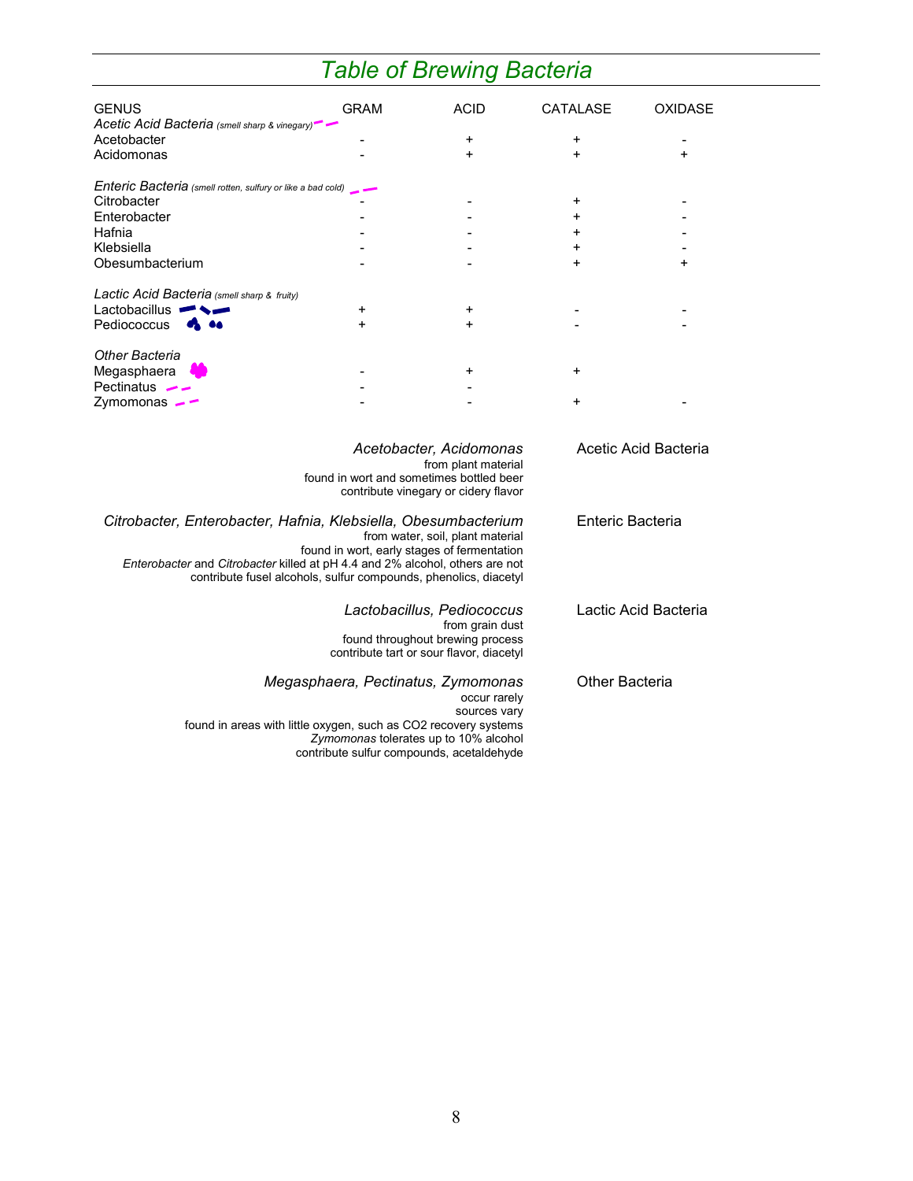# *Table of Brewing Bacteria*

| GENUS | GRAM | ACID | CATALASE | OXIDASE |
|---|---|---|---|---|
| *Acetic Acid Bacteria* *(smell sharp & vinegary)* | | | | |
| Acetobacter | - | + | + | - |
| Acidomonas | - | + | + | + |
| | | | | |
| *Enteric Bacteria* *(smell rotten, sulfury or like a bad cold)* | | | | |
| Citrobacter | - | - | + | - |
| Enterobacter | - | - | + | - |
| Hafnia | - | - | + | - |
| Klebsiella | - | - | + | - |
| Obesumbacterium | - | - | + | + |
| | | | | |
| *Lactic Acid Bacteria* *(smell sharp & fruity)* | | | | |
| Lactobacillus | + | + | - | - |
| Pediococcus | + | + | - | - |
| | | | | |
| *Other Bacteria* | | | | |
| Megasphaera | - | + | + | |
| Pectinatus | - | - | | |
| Zymomonas | - | - | + | - |

| | |
|---|---|
| *Acetobacter, Acidomonas*<br>from plant material<br>found in wort and sometimes bottled beer<br>contribute vinegary or cidery flavor | Acetic Acid Bacteria |
| *Citrobacter, Enterobacter, Hafnia, Klebsiella, Obesumbacterium*<br>from water, soil, plant material<br>found in wort, early stages of fermentation<br>*Enterobacter* and *Citrobacter* killed at pH 4.4 and 2% alcohol, others are not<br>contribute fusel alcohols, sulfur compounds, phenolics, diacetyl | Enteric Bacteria |
| *Lactobacillus, Pediococcus*<br>from grain dust<br>found throughout brewing process<br>contribute tart or sour flavor, diacetyl | Lactic Acid Bacteria |
| *Megasphaera, Pectinatus, Zymomonas*<br>occur rarely<br>sources vary<br>found in areas with little oxygen, such as $CO_2$ recovery systems<br>*Zymomonas* tolerates up to 10% alcohol<br>contribute sulfur compounds, acetaldehyde | Other Bacteria |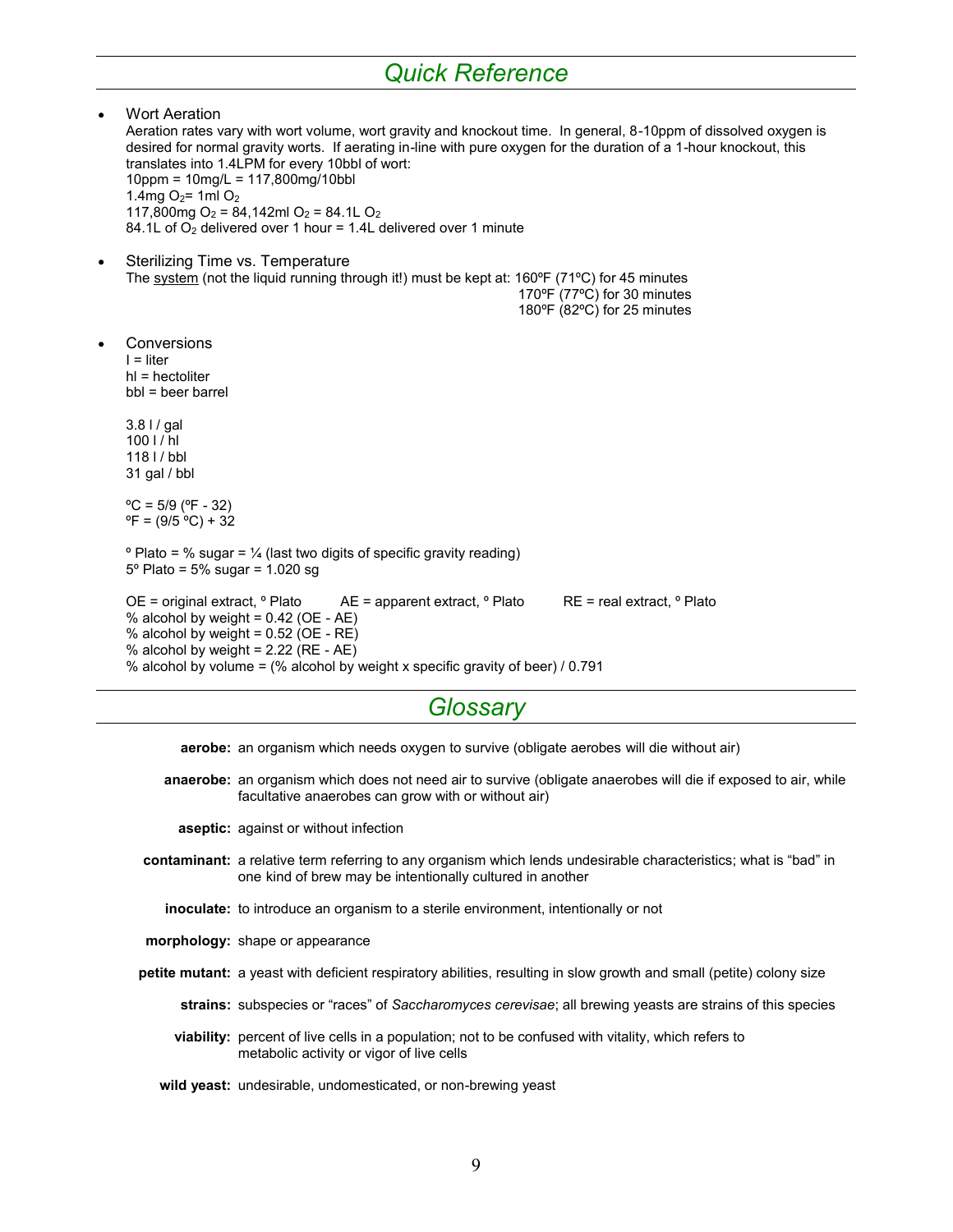## Quick Reference

- Wort Aeration

  Aeration rates vary with wort volume, wort gravity and knockout time. In general, 8-10ppm of dissolved oxygen is desired for normal gravity worts. If aerating in-line with pure oxygen for the duration of a 1-hour knockout, this translates into 1.4LPM for every 10bbl of wort:

  10ppm = 10mg/L = 117,800mg/10bbl

  1.4mg $O_2$= 1ml $O_2$

  117,800mg $O_2$ = 84,142ml $O_2$ = 84.1L $O_2$

  84.1L of $O_2$ delivered over 1 hour = 1.4L delivered over 1 minute

- Sterilizing Time vs. Temperature

  The system (not the liquid running through it!) must be kept at: 160ºF (71ºC) for 45 minutes
  170ºF (77ºC) for 30 minutes
  180ºF (82ºC) for 25 minutes

- Conversions

  l = liter
  hl = hectoliter
  bbl = beer barrel

  3.8 l / gal
  100 l / hl
  118 l / bbl
  31 gal / bbl

  ºC = 5/9 (ºF - 32)
  ºF = (9/5 ºC) + 32

  º Plato = % sugar = ¼ (last two digits of specific gravity reading)
  5º Plato = 5% sugar = 1.020 sg

  OE = original extract, º Plato AE = apparent extract, º Plato RE = real extract, º Plato
  % alcohol by weight = 0.42 (OE - AE)
  % alcohol by weight = 0.52 (OE - RE)
  % alcohol by weight = 2.22 (RE - AE)
  % alcohol by volume = (% alcohol by weight x specific gravity of beer) / 0.791

## Glossary

**aerobe:** an organism which needs oxygen to survive (obligate aerobes will die without air)

**anaerobe:** an organism which does not need air to survive (obligate anaerobes will die if exposed to air, while facultative anaerobes can grow with or without air)

**aseptic:** against or without infection

**contaminant:** a relative term referring to any organism which lends undesirable characteristics; what is "bad" in one kind of brew may be intentionally cultured in another

**inoculate:** to introduce an organism to a sterile environment, intentionally or not

**morphology:** shape or appearance

**petite mutant:** a yeast with deficient respiratory abilities, resulting in slow growth and small (petite) colony size

**strains:** subspecies or "races" of *Saccharomyces cerevisae*; all brewing yeasts are strains of this species

**viability:** percent of live cells in a population; not to be confused with vitality, which refers to metabolic activity or vigor of live cells

**wild yeast:** undesirable, undomesticated, or non-brewing yeast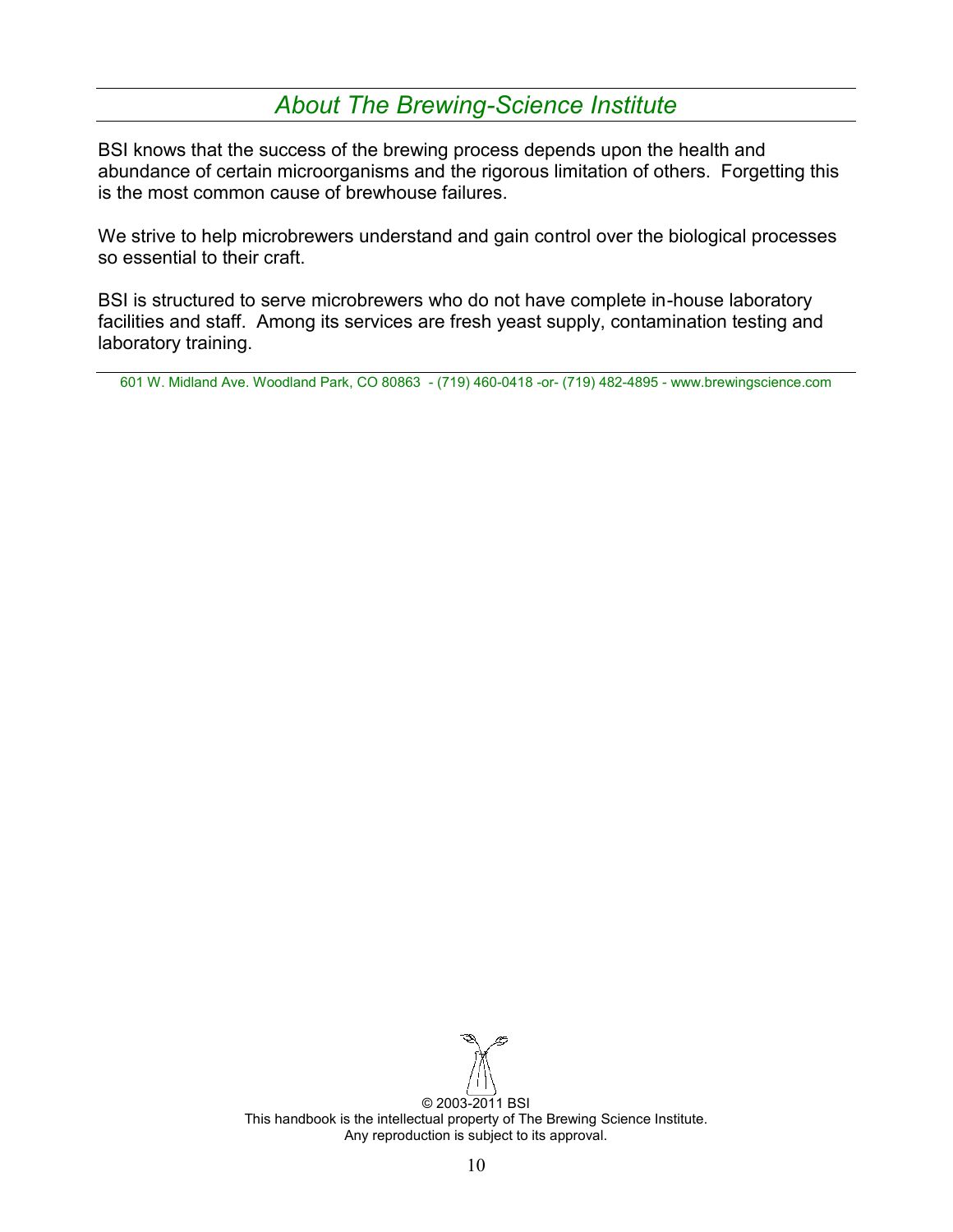## *About The Brewing-Science Institute*

BSI knows that the success of the brewing process depends upon the health and abundance of certain microorganisms and the rigorous limitation of others. Forgetting this is the most common cause of brewhouse failures.

We strive to help microbrewers understand and gain control over the biological processes so essential to their craft.

BSI is structured to serve microbrewers who do not have complete in-house laboratory facilities and staff. Among its services are fresh yeast supply, contamination testing and laboratory training.

601 W. Midland Ave. Woodland Park, CO 80863 - (719) 460-0418 -or- (719) 482-4895 - www.brewingscience.com

© 2003-2011 BSI
This handbook is the intellectual property of The Brewing Science Institute.
Any reproduction is subject to its approval.